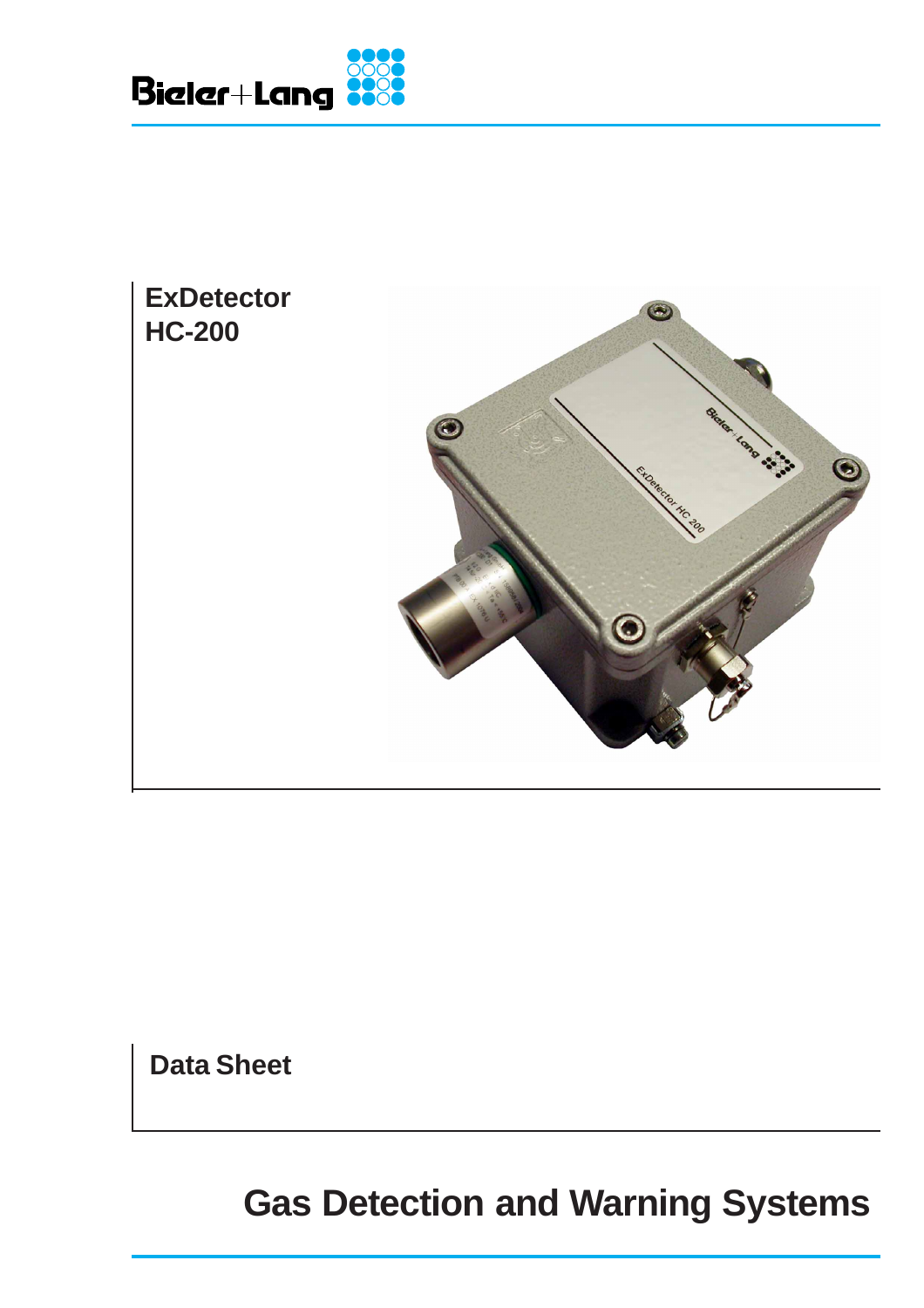Bieler+Lang

# ExDetector HC-200

## Data Sheet

# Gas Detection and Warning Systems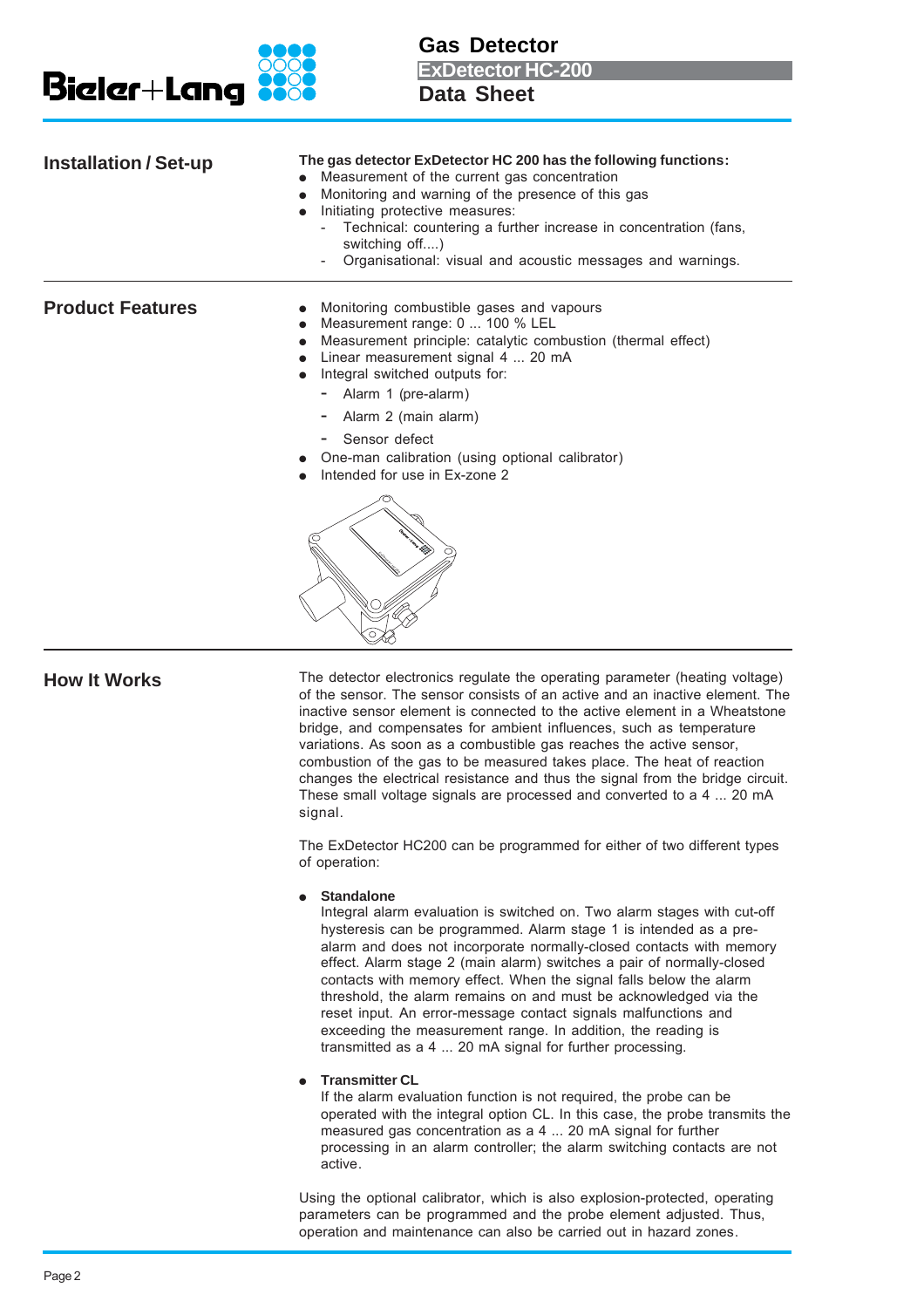## Installation / Set-up

**The gas detector ExDetector HC 200 has the following functions:**

- Measurement of the current gas concentration
- Monitoring and warning of the presence of this gas
- Initiating protective measures:
  - Technical: countering a further increase in concentration (fans, switching off....)
  - Organisational: visual and acoustic messages and warnings.

## Product Features

- Monitoring combustible gases and vapours
- Measurement range: 0 ... 100 % LEL
- Measurement principle: catalytic combustion (thermal effect)
- Linear measurement signal 4 ... 20 mA
- Integral switched outputs for:
  - Alarm 1 (pre-alarm)
  - Alarm 2 (main alarm)
  - Sensor defect
- One-man calibration (using optional calibrator)
- Intended for use in Ex-zone 2

## How It Works

The detector electronics regulate the operating parameter (heating voltage) of the sensor. The sensor consists of an active and an inactive element. The inactive sensor element is connected to the active element in a Wheatstone bridge, and compensates for ambient influences, such as temperature variations. As soon as a combustible gas reaches the active sensor, combustion of the gas to be measured takes place. The heat of reaction changes the electrical resistance and thus the signal from the bridge circuit. These small voltage signals are processed and converted to a 4 ... 20 mA signal.

The ExDetector HC200 can be programmed for either of two different types of operation:

- **Standalone**
  Integral alarm evaluation is switched on. Two alarm stages with cut-off hysteresis can be programmed. Alarm stage 1 is intended as a pre-alarm and does not incorporate normally-closed contacts with memory effect. Alarm stage 2 (main alarm) switches a pair of normally-closed contacts with memory effect. When the signal falls below the alarm threshold, the alarm remains on and must be acknowledged via the reset input. An error-message contact signals malfunctions and exceeding the measurement range. In addition, the reading is transmitted as a 4 ... 20 mA signal for further processing.

- **Transmitter CL**
  If the alarm evaluation function is not required, the probe can be operated with the integral option CL. In this case, the probe transmits the measured gas concentration as a 4 ... 20 mA signal for further processing in an alarm controller; the alarm switching contacts are not active.

Using the optional calibrator, which is also explosion-protected, operating parameters can be programmed and the probe element adjusted. Thus, operation and maintenance can also be carried out in hazard zones.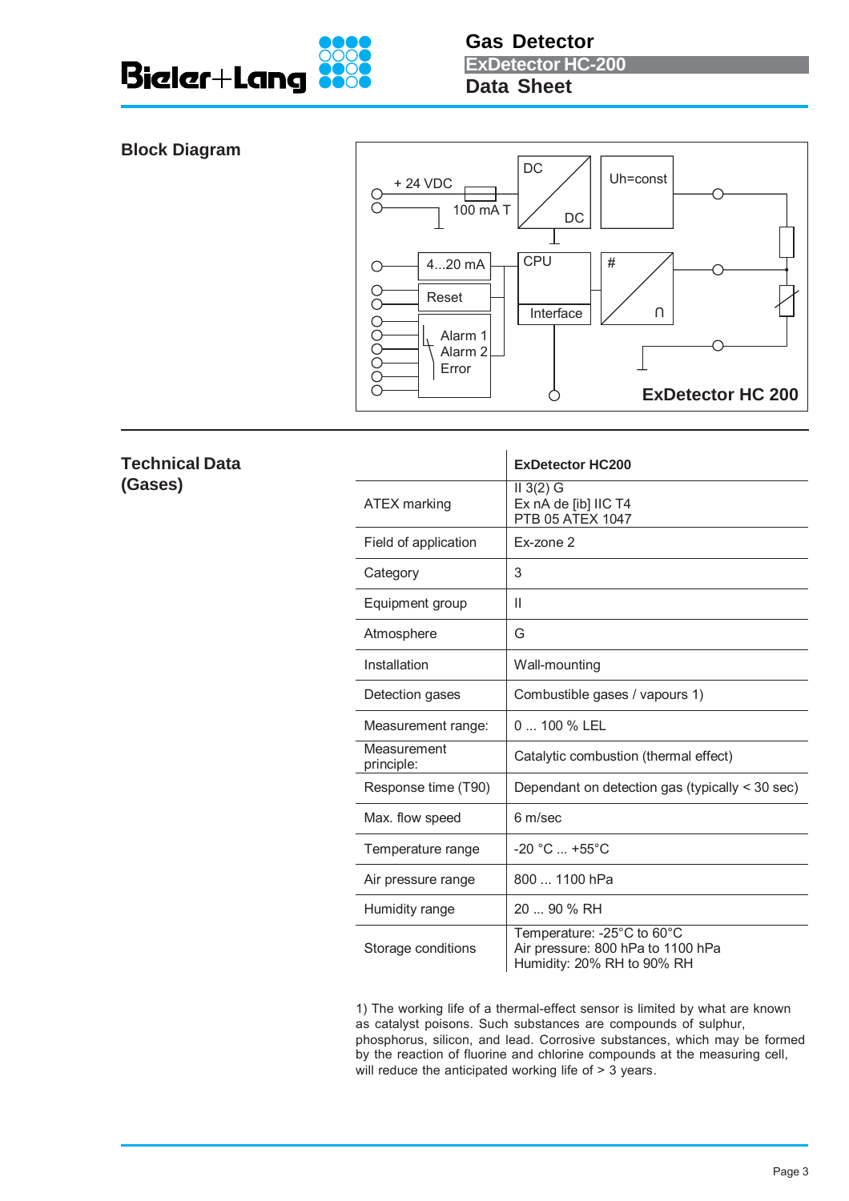# Gas Detector
## ExDetector HC-200
## Data Sheet

## Block Diagram

+ 24 VDC

100 mA T

DC

DC

Uh=const

4...20 mA

Reset

Alarm 1
Alarm 2
Error

CPU

Interface

#

∩

ExDetector HC 200

## Technical Data (Gases)

| | ExDetector HC200 |
|---|---|
| ATEX marking | II 3(2) G<br>Ex nA de [ib] IIC T4<br>PTB 05 ATEX 1047 |
| Field of application | Ex-zone 2 |
| Category | 3 |
| Equipment group | II |
| Atmosphere | G |
| Installation | Wall-mounting |
| Detection gases | Combustible gases / vapours 1) |
| Measurement range: | 0 ... 100 % LEL |
| Measurement principle: | Catalytic combustion (thermal effect) |
| Response time (T90) | Dependant on detection gas (typically < 30 sec) |
| Max. flow speed | 6 m/sec |
| Temperature range | -20 °C ... +55°C |
| Air pressure range | 800 ... 1100 hPa |
| Humidity range | 20 ... 90 % RH |
| Storage conditions | Temperature: -25°C to 60°C<br>Air pressure: 800 hPa to 1100 hPa<br>Humidity: 20% RH to 90% RH |

1) The working life of a thermal-effect sensor is limited by what are known as catalyst poisons. Such substances are compounds of sulphur, phosphorus, silicon, and lead. Corrosive substances, which may be formed by the reaction of fluorine and chlorine compounds at the measuring cell, will reduce the anticipated working life of > 3 years.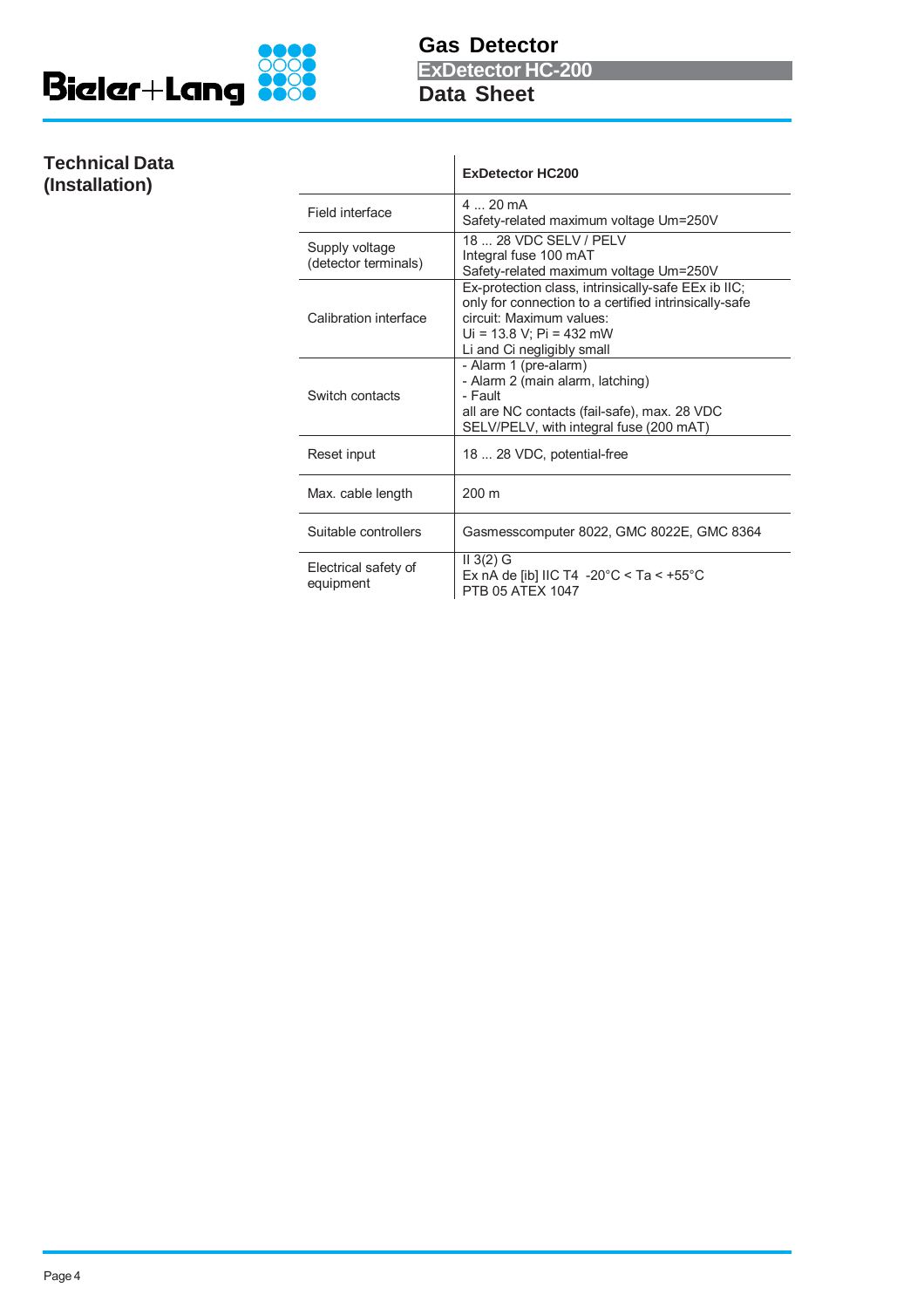## Technical Data (Installation)

| | ExDetector HC200 |
|---|---|
| Field interface | 4 ... 20 mA<br>Safety-related maximum voltage Um=250V |
| Supply voltage (detector terminals) | 18 ... 28 VDC SELV / PELV<br>Integral fuse 100 mAT<br>Safety-related maximum voltage Um=250V |
| Calibration interface | Ex-protection class, intrinsically-safe EEx ib IIC; only for connection to a certified intrinsically-safe circuit: Maximum values:<br>Ui = 13.8 V; Pi = 432 mW<br>Li and Ci negligibly small |
| Switch contacts | - Alarm 1 (pre-alarm)<br>- Alarm 2 (main alarm, latching)<br>- Fault<br>all are NC contacts (fail-safe), max. 28 VDC SELV/PELV, with integral fuse (200 mAT) |
| Reset input | 18 ... 28 VDC, potential-free |
| Max. cable length | 200 m |
| Suitable controllers | Gasmesscomputer 8022, GMC 8022E, GMC 8364 |
| Electrical safety of equipment | II 3(2) G<br>Ex nA de [ib] IIC T4 -20°C < Ta < +55°C<br>PTB 05 ATEX 1047 |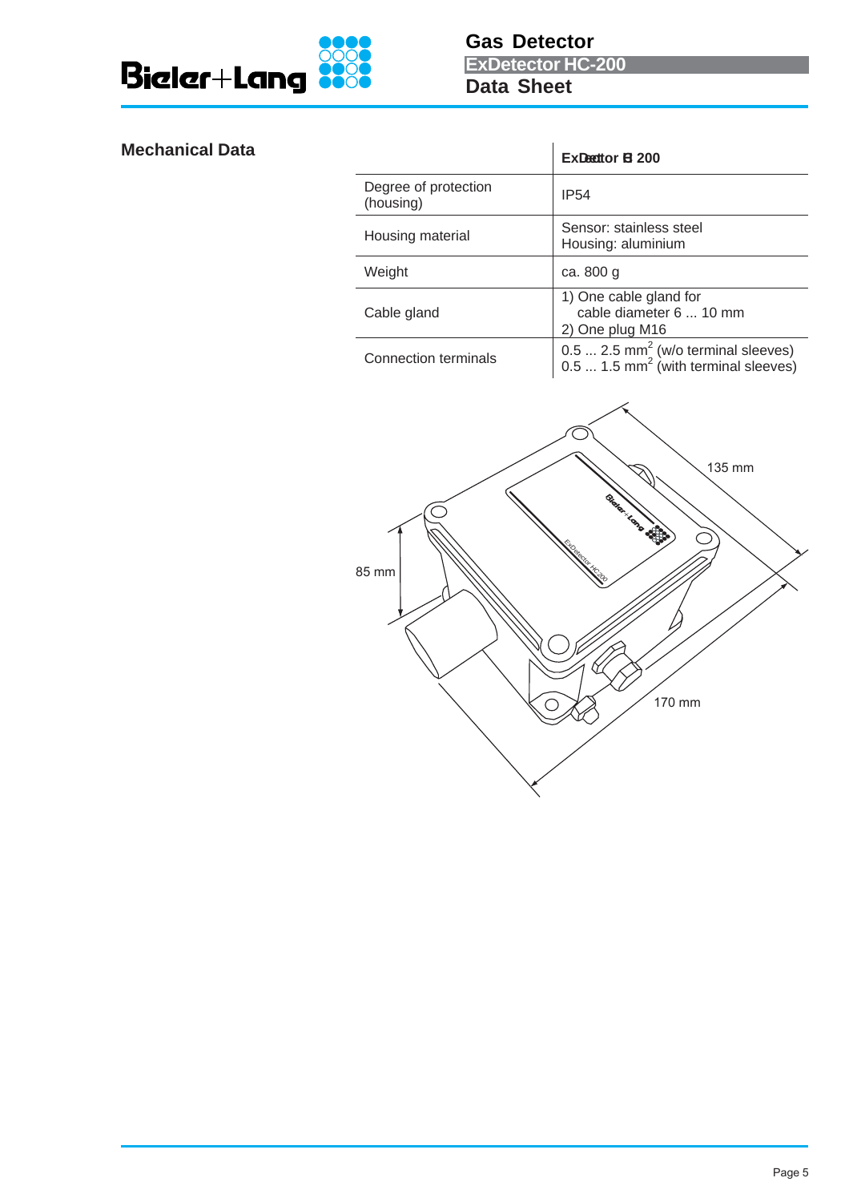## Mechanical Data

| | ExDetector HC-200 |
|---|---|
| Degree of protection (housing) | IP54 |
| Housing material | Sensor: stainless steel<br>Housing: aluminium |
| Weight | ca. 800 g |
| Cable gland | 1) One cable gland for cable diameter 6 ... 10 mm<br>2) One plug M16 |
| Connection terminals | 0.5 ... 2.5 mm$^2$ (w/o terminal sleeves)<br>0.5 ... 1.5 mm$^2$ (with terminal sleeves) |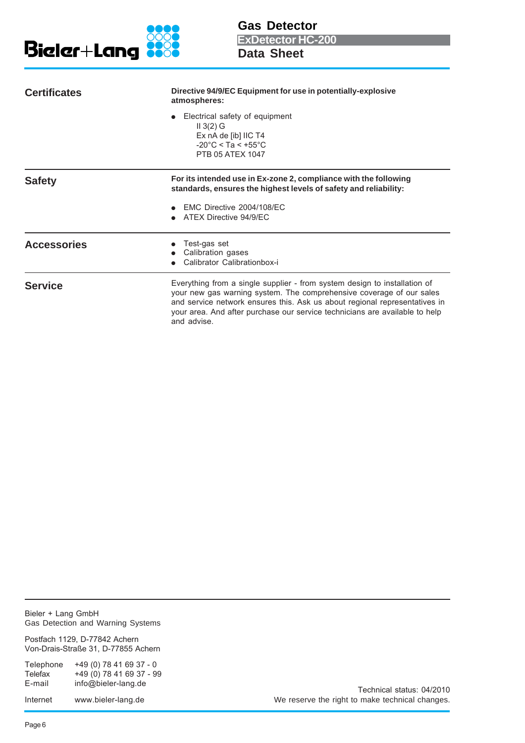## Certificates

**Directive 94/9/EC Equipment for use in potentially-explosive atmospheres:**

- Electrical safety of equipment
  II 3(2) G
  Ex nA de [ib] IIC T4
  -20°C < Ta < +55°C
  PTB 05 ATEX 1047

## Safety

**For its intended use in Ex-zone 2, compliance with the following standards, ensures the highest levels of safety and reliability:**

- EMC Directive 2004/108/EC
- ATEX Directive 94/9/EC

## Accessories

- Test-gas set
- Calibration gases
- Calibrator Calibrationbox-i

## Service

Everything from a single supplier - from system design to installation of your new gas warning system. The comprehensive coverage of our sales and service network ensures this. Ask us about regional representatives in your area. And after purchase our service technicians are available to help and advise.

Bieler + Lang GmbH
Gas Detection and Warning Systems

Postfach 1129, D-77842 Achern
Von-Drais-Straße 31, D-77855 Achern

| | |
|---|---|
| Telephone | +49 (0) 78 41 69 37 - 0 |
| Telefax | +49 (0) 78 41 69 37 - 99 |
| E-mail | info@bieler-lang.de |
| Internet | www.bieler-lang.de |

Technical status: 04/2010
We reserve the right to make technical changes.